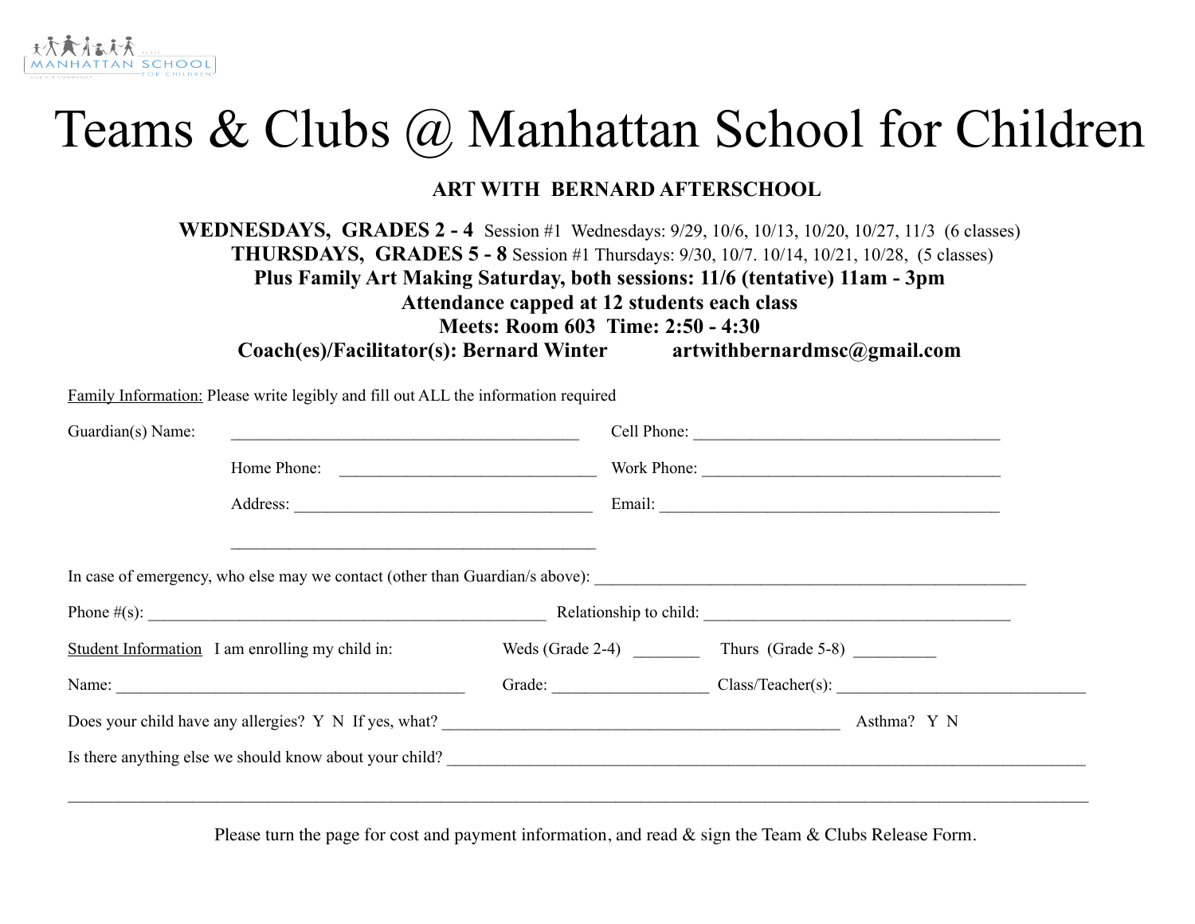# Teams & Clubs @ Manhattan School for Children

**ART WITH BERNARD AFTERSCHOOL**

**WEDNESDAYS, GRADES 2 - 4** Session #1 Wednesdays: 9/29, 10/6, 10/13, 10/20, 10/27, 11/3 (6 classes)
**THURSDAYS, GRADES 5 - 8** Session #1 Thursdays: 9/30, 10/7. 10/14, 10/21, 10/28, (5 classes)
**Plus Family Art Making Saturday, both sessions: 11/6 (tentative) 11am - 3pm**
**Attendance capped at 12 students each class**
**Meets: Room 603 Time: 2:50 - 4:30**
**Coach(es)/Facilitator(s): Bernard Winter artwithbernardmsc@gmail.com**

Family Information: Please write legibly and fill out ALL the information required

Guardian(s) Name: ________________________________________ Cell Phone: ___________________________________

Home Phone: _____________________________ Work Phone: __________________________________

Address: ___________________________________ Email: _______________________________________

__________________________________________

In case of emergency, who else may we contact (other than Guardian/s above): __________________________________________________

Phone #(s): _______________________________________________ Relationship to child: ___________________________________

Student Information I am enrolling my child in: Weds (Grade 2-4) _______ Thurs (Grade 5-8) _________

Name: __________________________________________ Grade: __________________ Class/Teacher(s): _____________________________

Does your child have any allergies? Y N If yes, what? ________________________________________________ Asthma? Y N

Is there anything else we should know about your child? _____________________________________________________________________________

__________________________________________________________________________________________________________________________

Please turn the page for cost and payment information, and read & sign the Team & Clubs Release Form.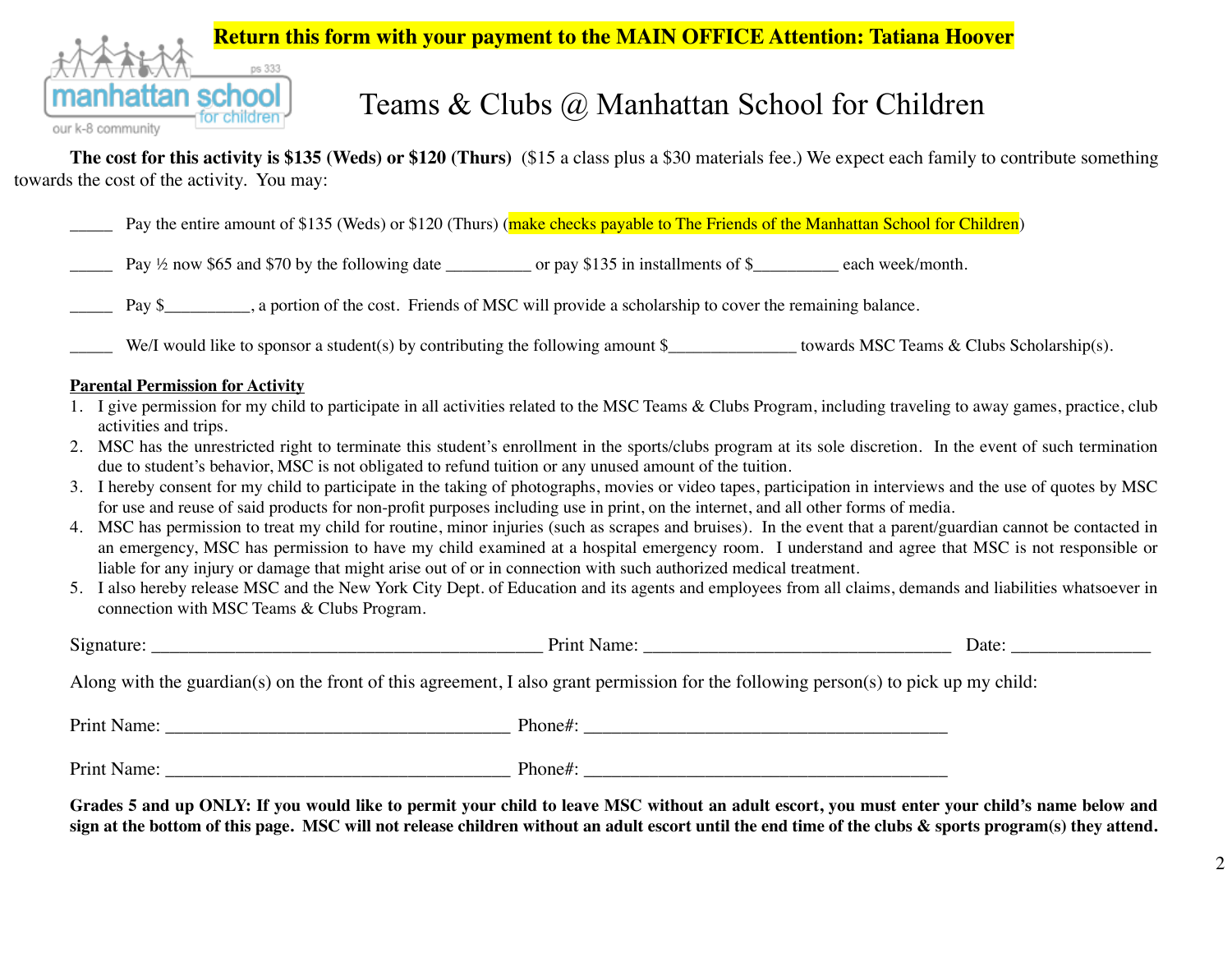**Return this form with your payment to the MAIN OFFICE Attention: Tatiana Hoover**

manhattan school for children
ps 333
our k-8 community

# Teams & Clubs @ Manhattan School for Children

**The cost for this activity is $135 (Weds) or $120 (Thurs)** ($15 a class plus a $30 materials fee.) We expect each family to contribute something towards the cost of the activity. You may:

_____ Pay the entire amount of $135 (Weds) or $120 (Thurs) (make checks payable to The Friends of the Manhattan School for Children)

_____ Pay ½ now $65 and $70 by the following date __________ or pay $135 in installments of $__________ each week/month.

_____ Pay $__________, a portion of the cost. Friends of MSC will provide a scholarship to cover the remaining balance.

_____ We/I would like to sponsor a student(s) by contributing the following amount $_______________ towards MSC Teams & Clubs Scholarship(s).

**Parental Permission for Activity**

1. I give permission for my child to participate in all activities related to the MSC Teams & Clubs Program, including traveling to away games, practice, club activities and trips.
2. MSC has the unrestricted right to terminate this student's enrollment in the sports/clubs program at its sole discretion. In the event of such termination due to student's behavior, MSC is not obligated to refund tuition or any unused amount of the tuition.
3. I hereby consent for my child to participate in the taking of photographs, movies or video tapes, participation in interviews and the use of quotes by MSC for use and reuse of said products for non-profit purposes including use in print, on the internet, and all other forms of media.
4. MSC has permission to treat my child for routine, minor injuries (such as scrapes and bruises). In the event that a parent/guardian cannot be contacted in an emergency, MSC has permission to have my child examined at a hospital emergency room. I understand and agree that MSC is not responsible or liable for any injury or damage that might arise out of or in connection with such authorized medical treatment.
5. I also hereby release MSC and the New York City Dept. of Education and its agents and employees from all claims, demands and liabilities whatsoever in connection with MSC Teams & Clubs Program.

Signature: __________________________________________ Print Name: _________________________________ Date: ______________

Along with the guardian(s) on the front of this agreement, I also grant permission for the following person(s) to pick up my child:

Print Name: _____________________________________ Phone#: ________________________________________

Print Name: _____________________________________ Phone#: ________________________________________

**Grades 5 and up ONLY: If you would like to permit your child to leave MSC without an adult escort, you must enter your child's name below and sign at the bottom of this page. MSC will not release children without an adult escort until the end time of the clubs & sports program(s) they attend.**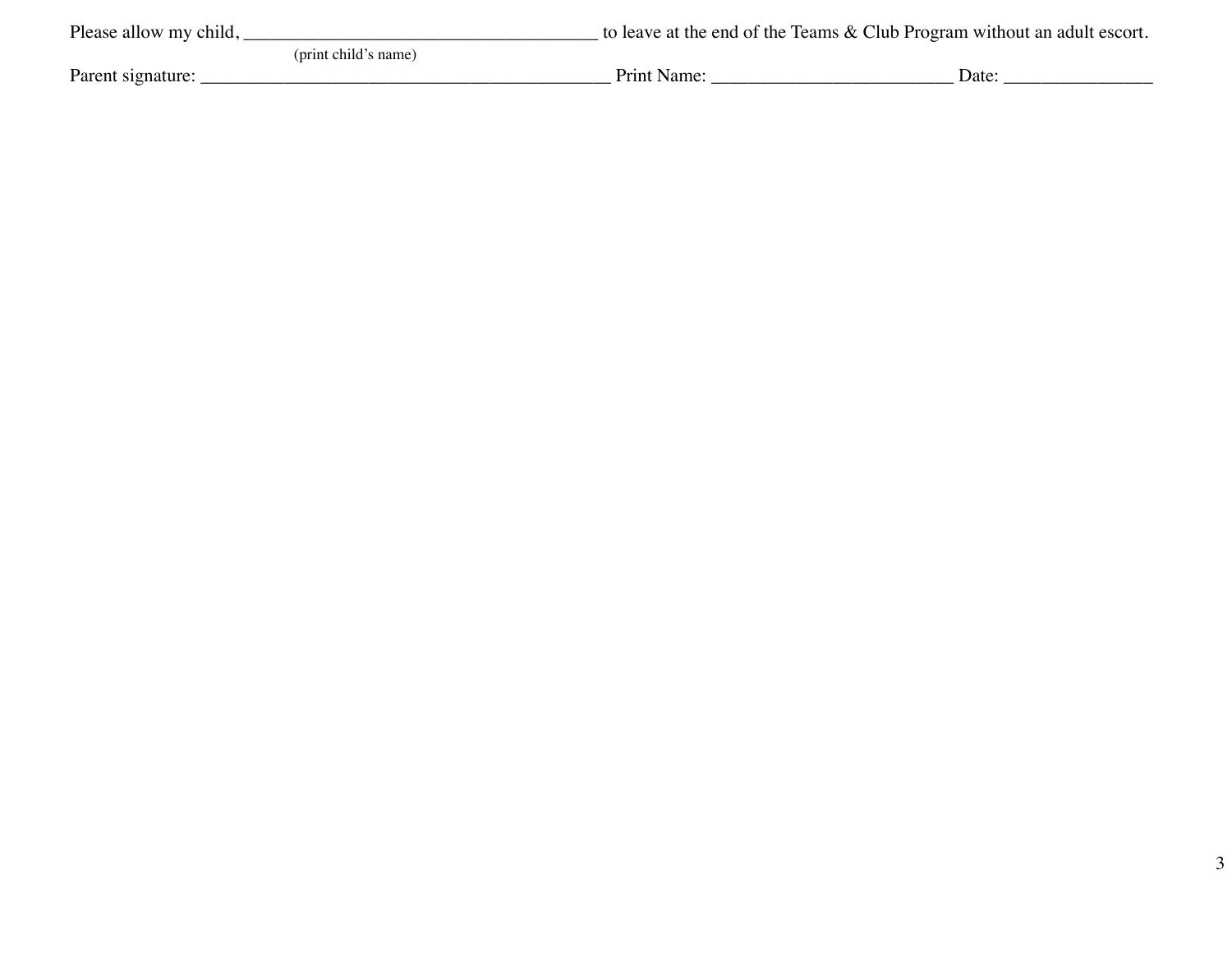Please allow my child, _____________________________________ to leave at the end of the Teams & Club Program without an adult escort.
(print child's name)

Parent signature: ___________________________________________ Print Name: _________________________ Date: _______________